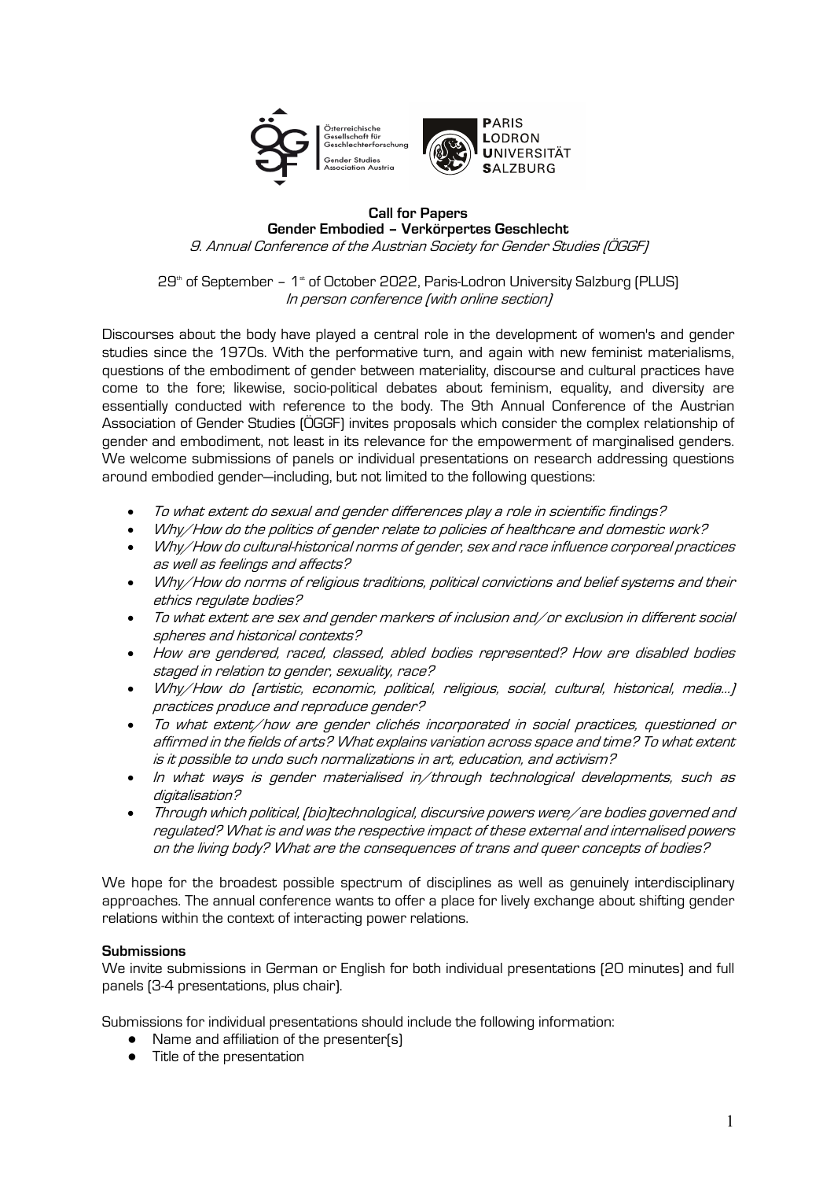**Call for Papers**
**Gender Embodied – Verkörpertes Geschlecht**
*9. Annual Conference of the Austrian Society for Gender Studies (ÖGGF)*

29th of September – 1st of October 2022, Paris-Lodron University Salzburg (PLUS)
*In person conference (with online section)*

Discourses about the body have played a central role in the development of women's and gender studies since the 1970s. With the performative turn, and again with new feminist materialisms, questions of the embodiment of gender between materiality, discourse and cultural practices have come to the fore; likewise, socio-political debates about feminism, equality, and diversity are essentially conducted with reference to the body. The 9th Annual Conference of the Austrian Association of Gender Studies (ÖGGF) invites proposals which consider the complex relationship of gender and embodiment, not least in its relevance for the empowerment of marginalised genders. We welcome submissions of panels or individual presentations on research addressing questions around embodied gender—including, but not limited to the following questions:

- *To what extent do sexual and gender differences play a role in scientific findings?*
- *Why/How do the politics of gender relate to policies of healthcare and domestic work?*
- *Why/How do cultural-historical norms of gender, sex and race influence corporeal practices as well as feelings and affects?*
- *Why/How do norms of religious traditions, political convictions and belief systems and their ethics regulate bodies?*
- *To what extent are sex and gender markers of inclusion and/or exclusion in different social spheres and historical contexts?*
- *How are gendered, raced, classed, abled bodies represented? How are disabled bodies staged in relation to gender, sexuality, race?*
- *Why/How do (artistic, economic, political, religious, social, cultural, historical, media...) practices produce and reproduce gender?*
- *To what extent/how are gender clichés incorporated in social practices, questioned or affirmed in the fields of arts? What explains variation across space and time? To what extent is it possible to undo such normalizations in art, education, and activism?*
- *In what ways is gender materialised in/through technological developments, such as digitalisation?*
- *Through which political, (bio)technological, discursive powers were/are bodies governed and regulated? What is and was the respective impact of these external and internalised powers on the living body? What are the consequences of trans and queer concepts of bodies?*

We hope for the broadest possible spectrum of disciplines as well as genuinely interdisciplinary approaches. The annual conference wants to offer a place for lively exchange about shifting gender relations within the context of interacting power relations.

**Submissions**

We invite submissions in German or English for both individual presentations (20 minutes) and full panels (3-4 presentations, plus chair).

Submissions for individual presentations should include the following information:

- Name and affiliation of the presenter(s)
- Title of the presentation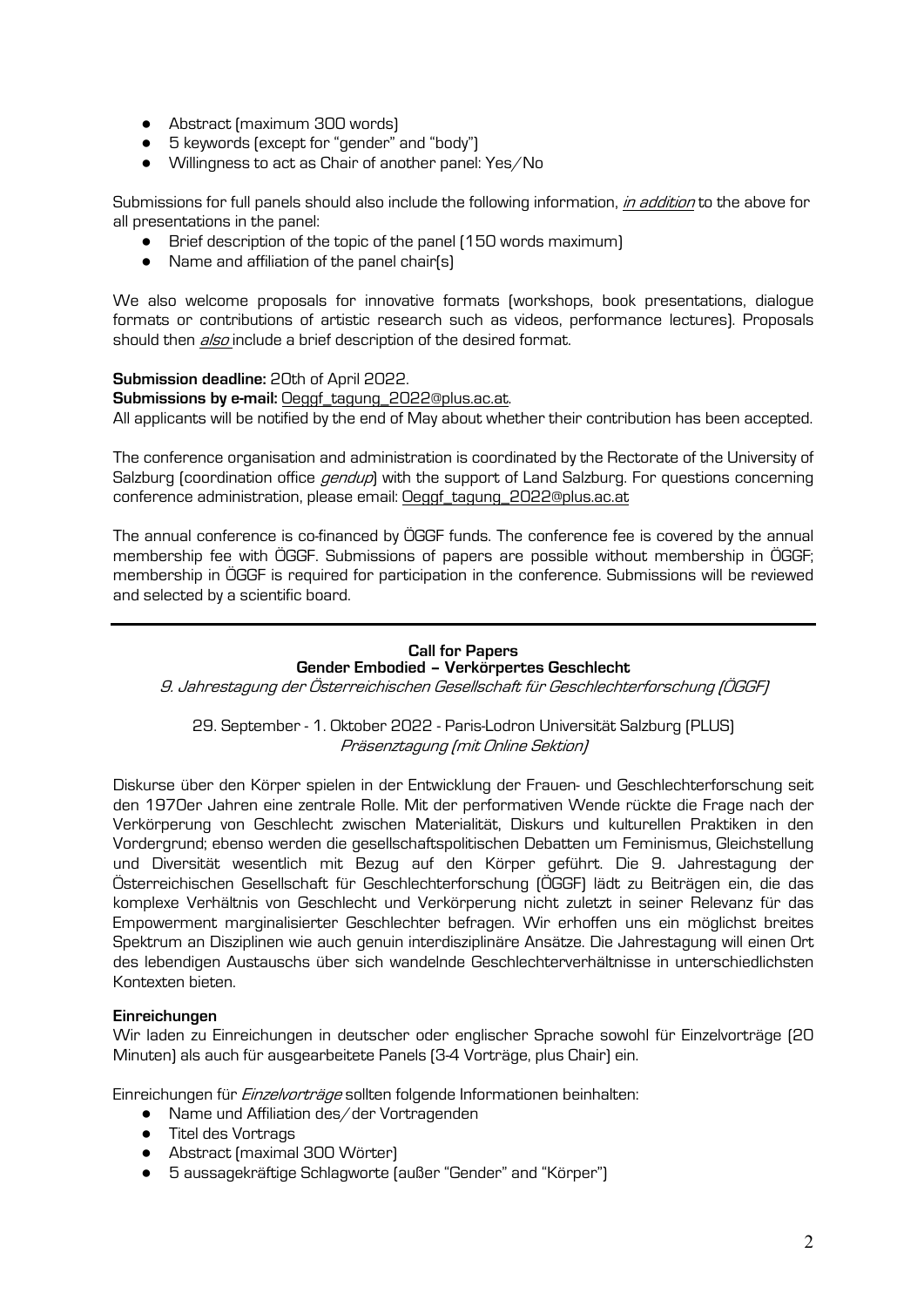- Abstract (maximum 300 words)
- 5 keywords (except for "gender" and "body")
- Willingness to act as Chair of another panel: Yes/No

Submissions for full panels should also include the following information, *in addition* to the above for all presentations in the panel:

- Brief description of the topic of the panel (150 words maximum)
- Name and affiliation of the panel chair(s)

We also welcome proposals for innovative formats (workshops, book presentations, dialogue formats or contributions of artistic research such as videos, performance lectures). Proposals should then *also* include a brief description of the desired format.

**Submission deadline:** 20th of April 2022.
**Submissions by e-mail:** Oeggf_tagung_2022@plus.ac.at.
All applicants will be notified by the end of May about whether their contribution has been accepted.

The conference organisation and administration is coordinated by the Rectorate of the University of Salzburg (coordination office *gendup*) with the support of Land Salzburg. For questions concerning conference administration, please email: Oeggf_tagung_2022@plus.ac.at

The annual conference is co-financed by ÖGGF funds. The conference fee is covered by the annual membership fee with ÖGGF. Submissions of papers are possible without membership in ÖGGF; membership in ÖGGF is required for participation in the conference. Submissions will be reviewed and selected by a scientific board.

---

**Call for Papers**
**Gender Embodied – Verkörpertes Geschlecht**
*9. Jahrestagung der Österreichischen Gesellschaft für Geschlechterforschung (ÖGGF)*

29. September - 1. Oktober 2022 - Paris-Lodron Universität Salzburg (PLUS)
*Präsenztagung (mit Online Sektion)*

Diskurse über den Körper spielen in der Entwicklung der Frauen- und Geschlechterforschung seit den 1970er Jahren eine zentrale Rolle. Mit der performativen Wende rückte die Frage nach der Verkörperung von Geschlecht zwischen Materialität, Diskurs und kulturellen Praktiken in den Vordergrund; ebenso werden die gesellschaftspolitischen Debatten um Feminismus, Gleichstellung und Diversität wesentlich mit Bezug auf den Körper geführt. Die 9. Jahrestagung der Österreichischen Gesellschaft für Geschlechterforschung (ÖGGF) lädt zu Beiträgen ein, die das komplexe Verhältnis von Geschlecht und Verkörperung nicht zuletzt in seiner Relevanz für das Empowerment marginalisierter Geschlechter befragen. Wir erhoffen uns ein möglichst breites Spektrum an Disziplinen wie auch genuin interdisziplinäre Ansätze. Die Jahrestagung will einen Ort des lebendigen Austauschs über sich wandelnde Geschlechterverhältnisse in unterschiedlichsten Kontexten bieten.

**Einreichungen**
Wir laden zu Einreichungen in deutscher oder englischer Sprache sowohl für Einzelvorträge (20 Minuten) als auch für ausgearbeitete Panels (3-4 Vorträge, plus Chair) ein.

Einreichungen für *Einzelvorträge* sollten folgende Informationen beinhalten:

- Name und Affiliation des/der Vortragenden
- Titel des Vortrags
- Abstract (maximal 300 Wörter)
- 5 aussagekräftige Schlagworte (außer "Gender" and "Körper")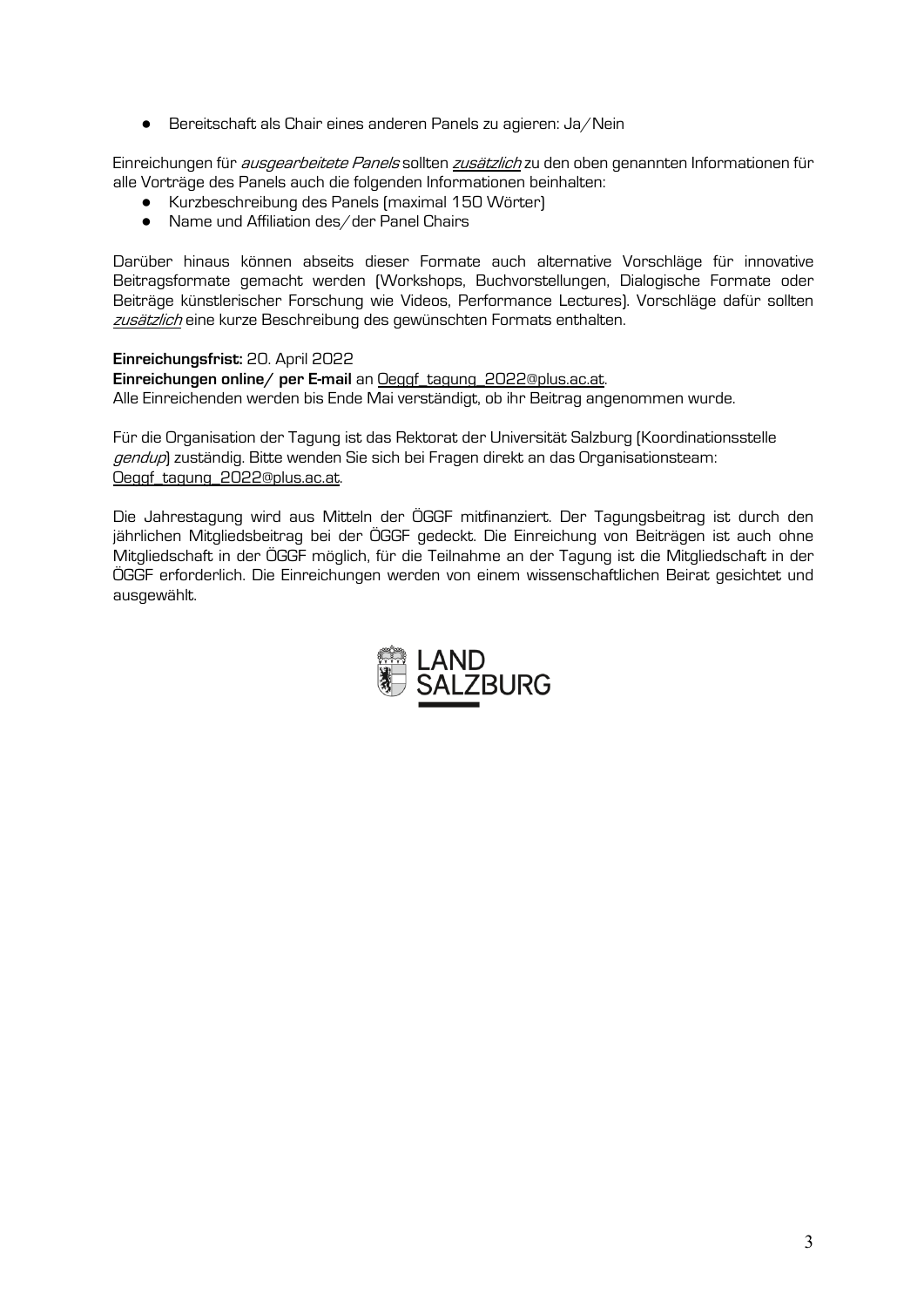- Bereitschaft als Chair eines anderen Panels zu agieren: Ja/Nein

Einreichungen für *ausgearbeitete Panels* sollten ***zusätzlich*** zu den oben genannten Informationen für alle Vorträge des Panels auch die folgenden Informationen beinhalten:

- Kurzbeschreibung des Panels (maximal 150 Wörter)
- Name und Affiliation des/der Panel Chairs

Darüber hinaus können abseits dieser Formate auch alternative Vorschläge für innovative Beitragsformate gemacht werden (Workshops, Buchvorstellungen, Dialogische Formate oder Beiträge künstlerischer Forschung wie Videos, Performance Lectures). Vorschläge dafür sollten ***zusätzlich*** eine kurze Beschreibung des gewünschten Formats enthalten.

**Einreichungsfrist:** 20. April 2022
**Einreichungen online/ per E-mail** an Oeggf_tagung_2022@plus.ac.at.
Alle Einreichenden werden bis Ende Mai verständigt, ob ihr Beitrag angenommen wurde.

Für die Organisation der Tagung ist das Rektorat der Universität Salzburg (Koordinationsstelle *gendup*) zuständig. Bitte wenden Sie sich bei Fragen direkt an das Organisationsteam: Oeggf_tagung_2022@plus.ac.at.

Die Jahrestagung wird aus Mitteln der ÖGGF mitfinanziert. Der Tagungsbeitrag ist durch den jährlichen Mitgliedsbeitrag bei der ÖGGF gedeckt. Die Einreichung von Beiträgen ist auch ohne Mitgliedschaft in der ÖGGF möglich, für die Teilnahme an der Tagung ist die Mitgliedschaft in der ÖGGF erforderlich. Die Einreichungen werden von einem wissenschaftlichen Beirat gesichtet und ausgewählt.

LAND
SALZBURG